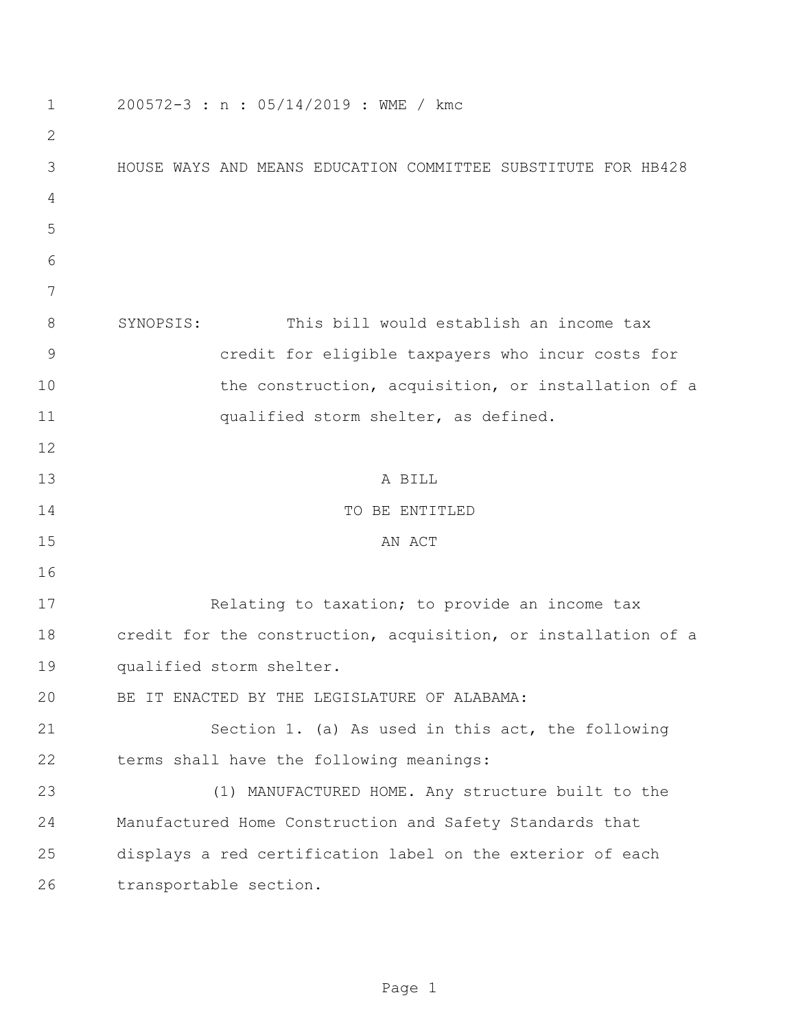200572-3 : n : 05/14/2019 : WME / kmc

HOUSE WAYS AND MEANS EDUCATION COMMITTEE SUBSTITUTE FOR HB428

SYNOPSIS: This bill would establish an income tax credit for eligible taxpayers who incur costs for the construction, acquisition, or installation of a qualified storm shelter, as defined.

A BILL
TO BE ENTITLED
AN ACT

Relating to taxation; to provide an income tax credit for the construction, acquisition, or installation of a qualified storm shelter.

BE IT ENACTED BY THE LEGISLATURE OF ALABAMA:

Section 1. (a) As used in this act, the following terms shall have the following meanings:

(1) MANUFACTURED HOME. Any structure built to the Manufactured Home Construction and Safety Standards that displays a red certification label on the exterior of each transportable section.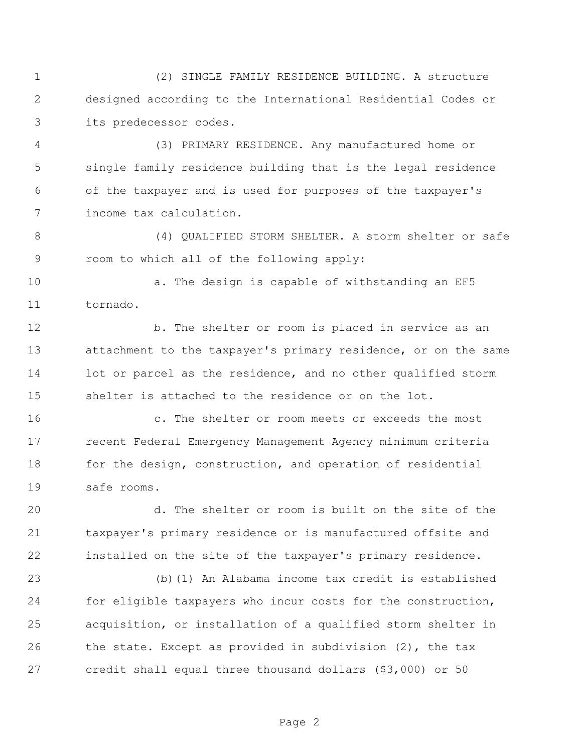(2) SINGLE FAMILY RESIDENCE BUILDING. A structure designed according to the International Residential Codes or its predecessor codes.

(3) PRIMARY RESIDENCE. Any manufactured home or single family residence building that is the legal residence of the taxpayer and is used for purposes of the taxpayer's income tax calculation.

(4) QUALIFIED STORM SHELTER. A storm shelter or safe room to which all of the following apply:

a. The design is capable of withstanding an EF5 tornado.

b. The shelter or room is placed in service as an attachment to the taxpayer's primary residence, or on the same lot or parcel as the residence, and no other qualified storm shelter is attached to the residence or on the lot.

c. The shelter or room meets or exceeds the most recent Federal Emergency Management Agency minimum criteria for the design, construction, and operation of residential safe rooms.

d. The shelter or room is built on the site of the taxpayer's primary residence or is manufactured offsite and installed on the site of the taxpayer's primary residence.

(b)(1) An Alabama income tax credit is established for eligible taxpayers who incur costs for the construction, acquisition, or installation of a qualified storm shelter in the state. Except as provided in subdivision (2), the tax credit shall equal three thousand dollars ($3,000) or 50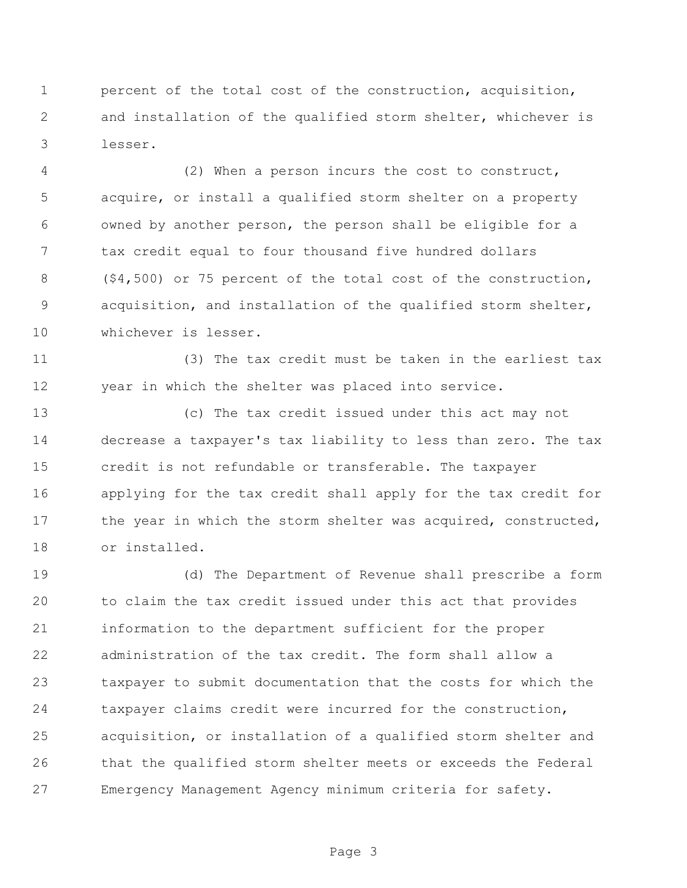percent of the total cost of the construction, acquisition, and installation of the qualified storm shelter, whichever is lesser.

(2) When a person incurs the cost to construct, acquire, or install a qualified storm shelter on a property owned by another person, the person shall be eligible for a tax credit equal to four thousand five hundred dollars ($4,500) or 75 percent of the total cost of the construction, acquisition, and installation of the qualified storm shelter, whichever is lesser.

(3) The tax credit must be taken in the earliest tax year in which the shelter was placed into service.

(c) The tax credit issued under this act may not decrease a taxpayer's tax liability to less than zero. The tax credit is not refundable or transferable. The taxpayer applying for the tax credit shall apply for the tax credit for the year in which the storm shelter was acquired, constructed, or installed.

(d) The Department of Revenue shall prescribe a form to claim the tax credit issued under this act that provides information to the department sufficient for the proper administration of the tax credit. The form shall allow a taxpayer to submit documentation that the costs for which the taxpayer claims credit were incurred for the construction, acquisition, or installation of a qualified storm shelter and that the qualified storm shelter meets or exceeds the Federal Emergency Management Agency minimum criteria for safety.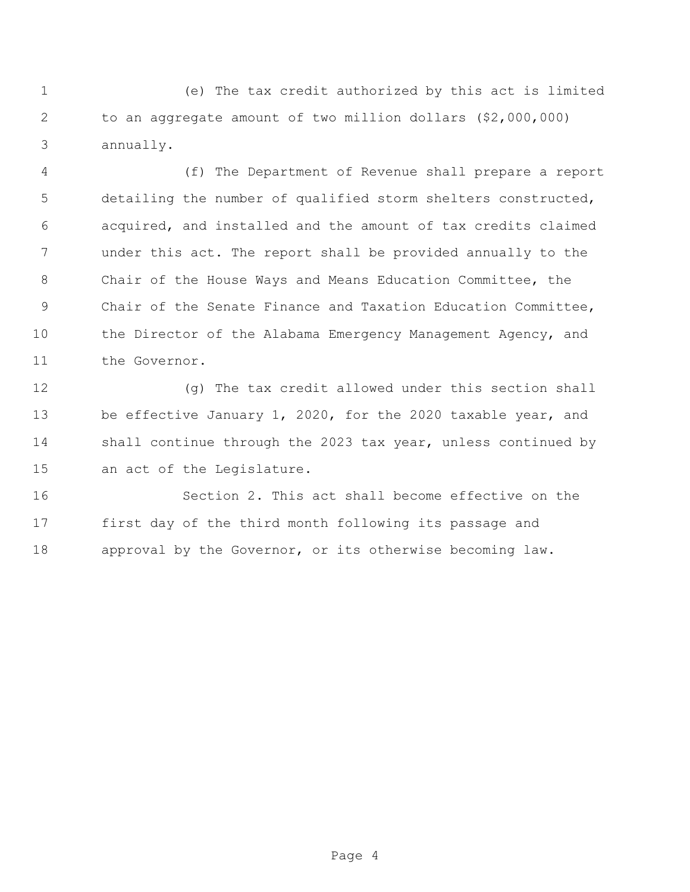(e) The tax credit authorized by this act is limited to an aggregate amount of two million dollars ($2,000,000) annually.

(f) The Department of Revenue shall prepare a report detailing the number of qualified storm shelters constructed, acquired, and installed and the amount of tax credits claimed under this act. The report shall be provided annually to the Chair of the House Ways and Means Education Committee, the Chair of the Senate Finance and Taxation Education Committee, the Director of the Alabama Emergency Management Agency, and the Governor.

(g) The tax credit allowed under this section shall be effective January 1, 2020, for the 2020 taxable year, and shall continue through the 2023 tax year, unless continued by an act of the Legislature.

Section 2. This act shall become effective on the first day of the third month following its passage and approval by the Governor, or its otherwise becoming law.